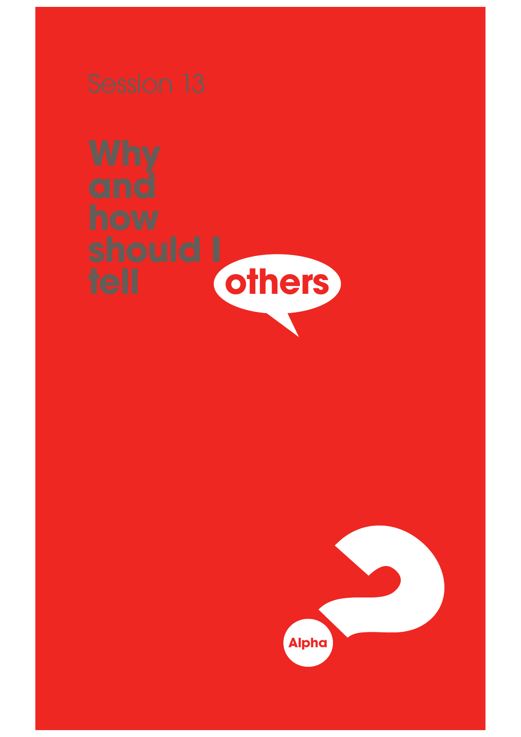Session 13

# Why and how should I tell others

Alpha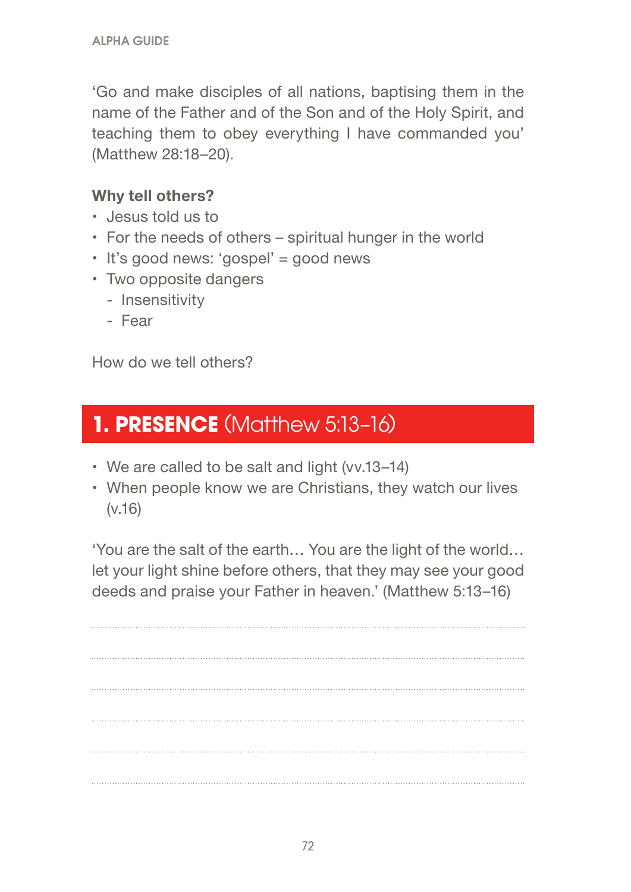‘Go and make disciples of all nations, baptising them in the name of the Father and of the Son and of the Holy Spirit, and teaching them to obey everything I have commanded you’ (Matthew 28:18–20).

**Why tell others?**

- Jesus told us to
- For the needs of others – spiritual hunger in the world
- It’s good news: ‘gospel’ = good news
- Two opposite dangers
  - Insensitivity
  - Fear

How do we tell others?

## 1. PRESENCE (Matthew 5:13–16)

- We are called to be salt and light (vv.13–14)
- When people know we are Christians, they watch our lives (v.16)

‘You are the salt of the earth… You are the light of the world… let your light shine before others, that they may see your good deeds and praise your Father in heaven.’ (Matthew 5:13–16)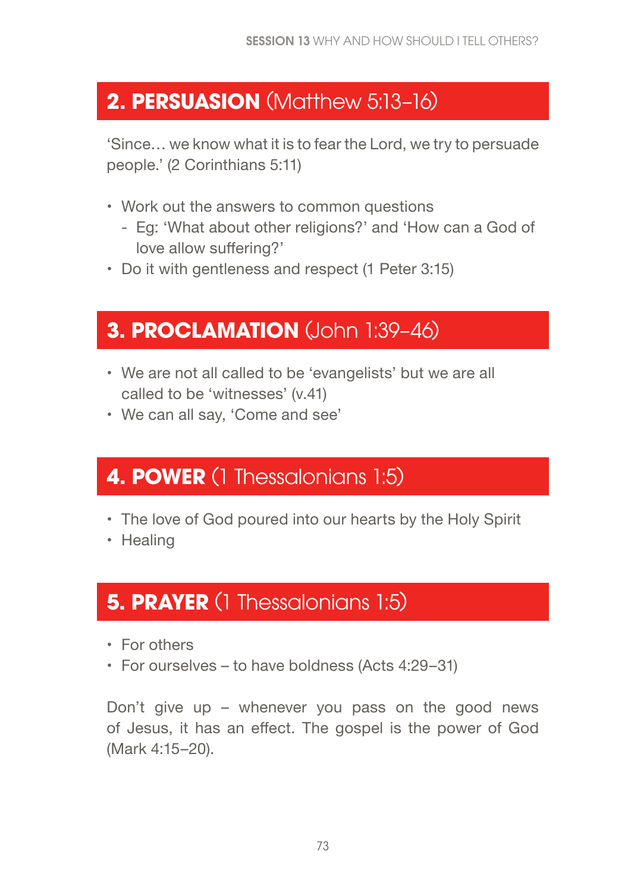## **2. PERSUASION** (Matthew 5:13–16)

'Since… we know what it is to fear the Lord, we try to persuade people.' (2 Corinthians 5:11)

- Work out the answers to common questions
  - Eg: 'What about other religions?' and 'How can a God of love allow suffering?'
- Do it with gentleness and respect (1 Peter 3:15)

## **3. PROCLAMATION** (John 1:39–46)

- We are not all called to be 'evangelists' but we are all called to be 'witnesses' (v.41)
- We can all say, 'Come and see'

## **4. POWER** (1 Thessalonians 1:5)

- The love of God poured into our hearts by the Holy Spirit
- Healing

## **5. PRAYER** (1 Thessalonians 1:5)

- For others
- For ourselves – to have boldness (Acts 4:29–31)

Don't give up – whenever you pass on the good news of Jesus, it has an effect. The gospel is the power of God (Mark 4:15–20).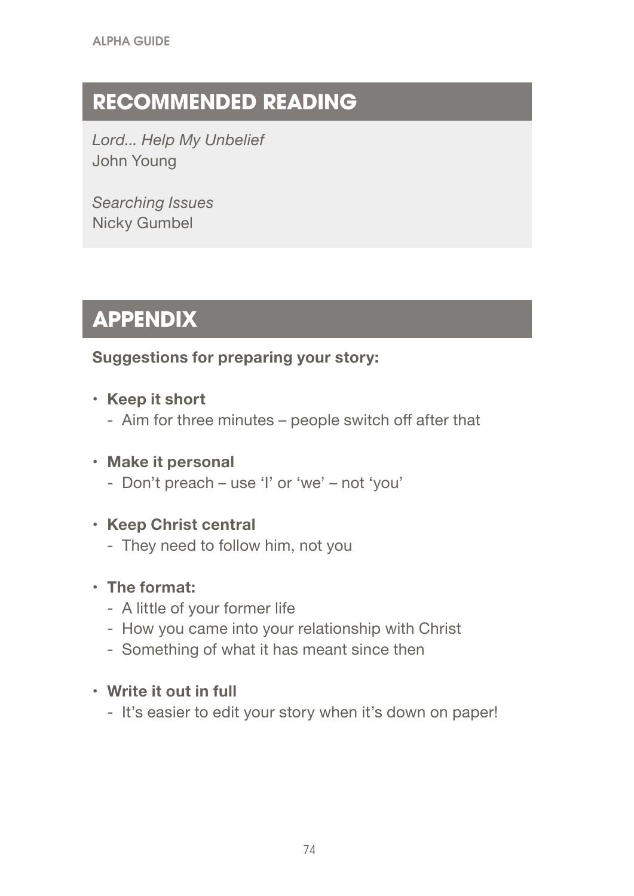## RECOMMENDED READING

*Lord... Help My Unbelief*
John Young

*Searching Issues*
Nicky Gumbel

## APPENDIX

**Suggestions for preparing your story:**

- **Keep it short**
  - Aim for three minutes – people switch off after that
- **Make it personal**
  - Don't preach – use 'I' or 'we' – not 'you'
- **Keep Christ central**
  - They need to follow him, not you
- **The format:**
  - A little of your former life
  - How you came into your relationship with Christ
  - Something of what it has meant since then
- **Write it out in full**
  - It's easier to edit your story when it's down on paper!